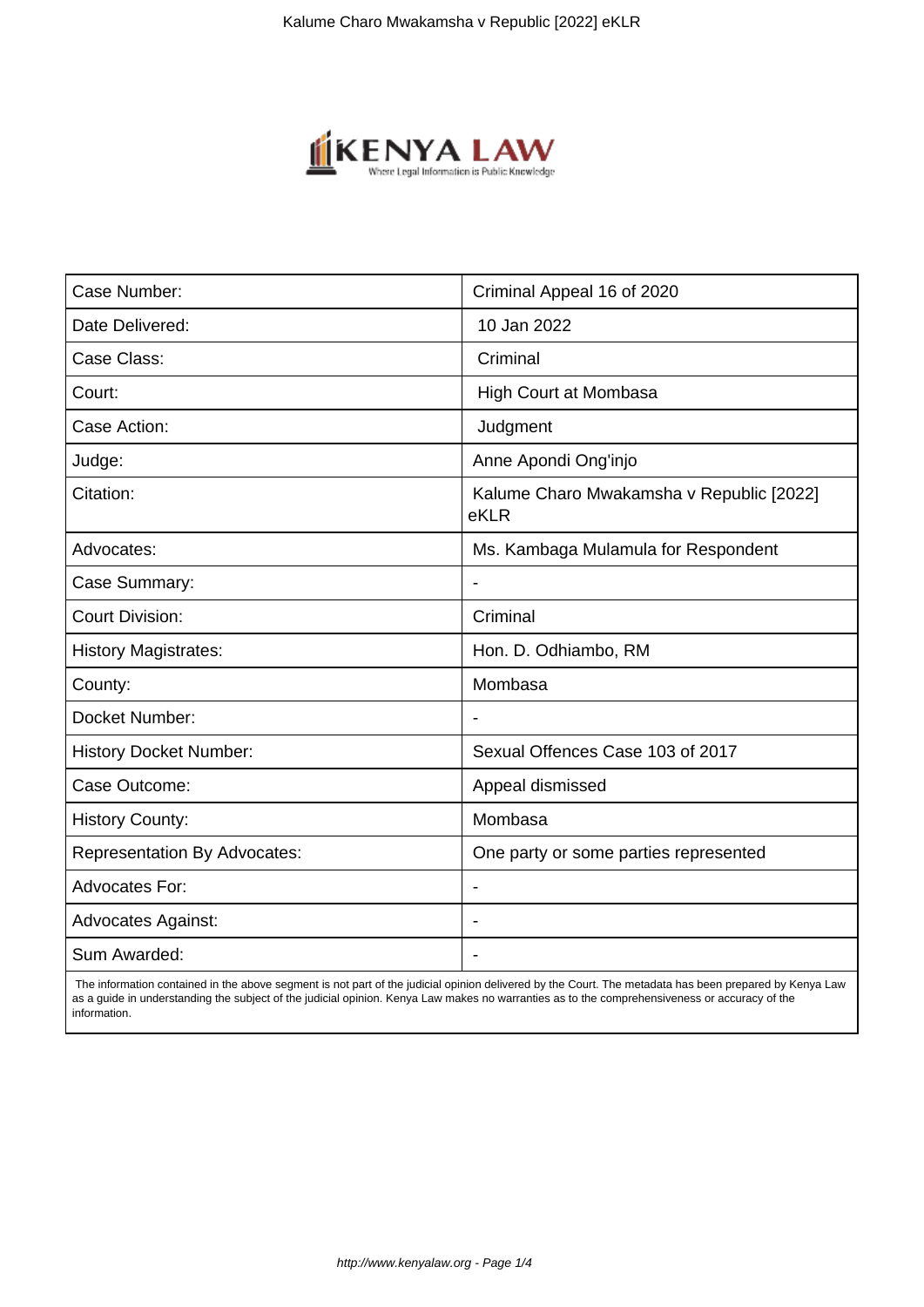| Case Number: | Criminal Appeal 16 of 2020 |
| --- | --- |
| Date Delivered: | 10 Jan 2022 |
| Case Class: | Criminal |
| Court: | High Court at Mombasa |
| Case Action: | Judgment |
| Judge: | Anne Apondi Ong'injo |
| Citation: | Kalume Charo Mwakamsha v Republic [2022] eKLR |
| Advocates: | Ms. Kambaga Mulamula for Respondent |
| Case Summary: | - |
| Court Division: | Criminal |
| History Magistrates: | Hon. D. Odhiambo, RM |
| County: | Mombasa |
| Docket Number: | - |
| History Docket Number: | Sexual Offences Case 103 of 2017 |
| Case Outcome: | Appeal dismissed |
| History County: | Mombasa |
| Representation By Advocates: | One party or some parties represented |
| Advocates For: | - |
| Advocates Against: | - |
| Sum Awarded: | - |

The information contained in the above segment is not part of the judicial opinion delivered by the Court. The metadata has been prepared by Kenya Law as a guide in understanding the subject of the judicial opinion. Kenya Law makes no warranties as to the comprehensiveness or accuracy of the information.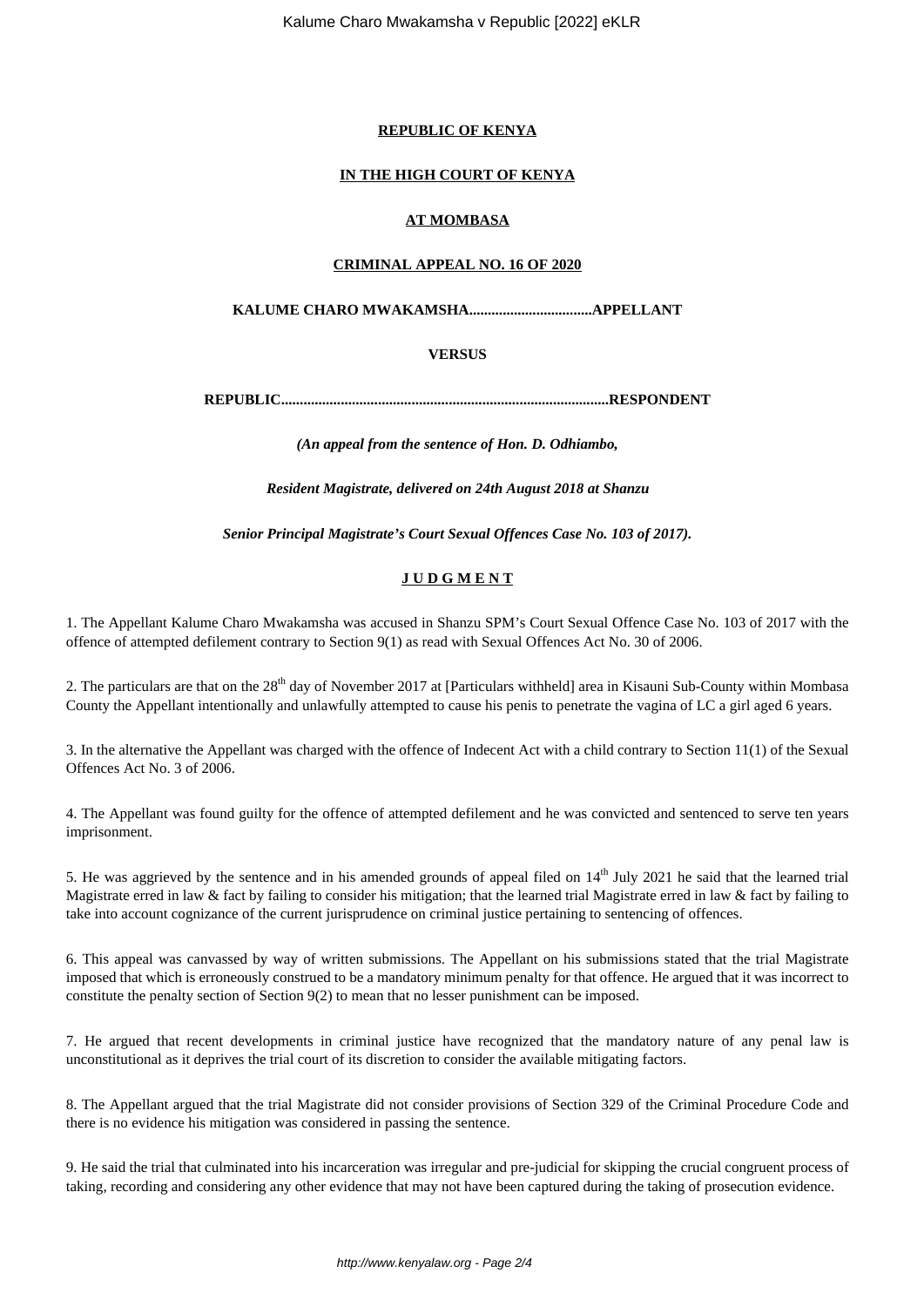**REPUBLIC OF KENYA**

**IN THE HIGH COURT OF KENYA**

**AT MOMBASA**

**CRIMINAL APPEAL NO. 16 OF 2020**

**KALUME CHARO MWAKAMSHA.................................APPELLANT**

**VERSUS**

**REPUBLIC.......................................................................................RESPONDENT**

***(An appeal from the sentence of Hon. D. Odhiambo,***

***Resident Magistrate, delivered on 24th August 2018 at Shanzu***

***Senior Principal Magistrate's Court Sexual Offences Case No. 103 of 2017).***

**J U D G M E N T**

1. The Appellant Kalume Charo Mwakamsha was accused in Shanzu SPM's Court Sexual Offence Case No. 103 of 2017 with the offence of attempted defilement contrary to Section 9(1) as read with Sexual Offences Act No. 30 of 2006.

2. The particulars are that on the 28th day of November 2017 at [Particulars withheld] area in Kisauni Sub-County within Mombasa County the Appellant intentionally and unlawfully attempted to cause his penis to penetrate the vagina of LC a girl aged 6 years.

3. In the alternative the Appellant was charged with the offence of Indecent Act with a child contrary to Section 11(1) of the Sexual Offences Act No. 3 of 2006.

4. The Appellant was found guilty for the offence of attempted defilement and he was convicted and sentenced to serve ten years imprisonment.

5. He was aggrieved by the sentence and in his amended grounds of appeal filed on 14th July 2021 he said that the learned trial Magistrate erred in law & fact by failing to consider his mitigation; that the learned trial Magistrate erred in law & fact by failing to take into account cognizance of the current jurisprudence on criminal justice pertaining to sentencing of offences.

6. This appeal was canvassed by way of written submissions. The Appellant on his submissions stated that the trial Magistrate imposed that which is erroneously construed to be a mandatory minimum penalty for that offence. He argued that it was incorrect to constitute the penalty section of Section 9(2) to mean that no lesser punishment can be imposed.

7. He argued that recent developments in criminal justice have recognized that the mandatory nature of any penal law is unconstitutional as it deprives the trial court of its discretion to consider the available mitigating factors.

8. The Appellant argued that the trial Magistrate did not consider provisions of Section 329 of the Criminal Procedure Code and there is no evidence his mitigation was considered in passing the sentence.

9. He said the trial that culminated into his incarceration was irregular and pre-judicial for skipping the crucial congruent process of taking, recording and considering any other evidence that may not have been captured during the taking of prosecution evidence.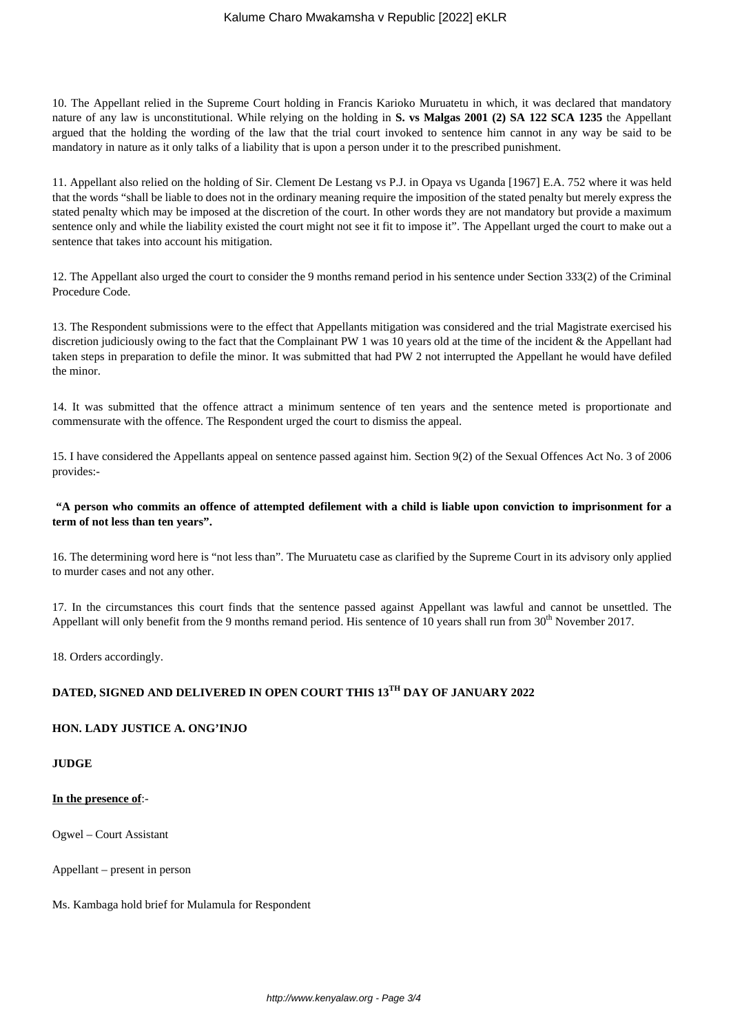10. The Appellant relied in the Supreme Court holding in Francis Karioko Muruatetu in which, it was declared that mandatory nature of any law is unconstitutional. While relying on the holding in **S. vs Malgas 2001 (2) SA 122 SCA 1235** the Appellant argued that the holding the wording of the law that the trial court invoked to sentence him cannot in any way be said to be mandatory in nature as it only talks of a liability that is upon a person under it to the prescribed punishment.

11. Appellant also relied on the holding of Sir. Clement De Lestang vs P.J. in Opaya vs Uganda [1967] E.A. 752 where it was held that the words "shall be liable to does not in the ordinary meaning require the imposition of the stated penalty but merely express the stated penalty which may be imposed at the discretion of the court. In other words they are not mandatory but provide a maximum sentence only and while the liability existed the court might not see it fit to impose it". The Appellant urged the court to make out a sentence that takes into account his mitigation.

12. The Appellant also urged the court to consider the 9 months remand period in his sentence under Section 333(2) of the Criminal Procedure Code.

13. The Respondent submissions were to the effect that Appellants mitigation was considered and the trial Magistrate exercised his discretion judiciously owing to the fact that the Complainant PW 1 was 10 years old at the time of the incident & the Appellant had taken steps in preparation to defile the minor. It was submitted that had PW 2 not interrupted the Appellant he would have defiled the minor.

14. It was submitted that the offence attract a minimum sentence of ten years and the sentence meted is proportionate and commensurate with the offence. The Respondent urged the court to dismiss the appeal.

15. I have considered the Appellants appeal on sentence passed against him. Section 9(2) of the Sexual Offences Act No. 3 of 2006 provides:-

**"A person who commits an offence of attempted defilement with a child is liable upon conviction to imprisonment for a term of not less than ten years".**

16. The determining word here is "not less than". The Muruatetu case as clarified by the Supreme Court in its advisory only applied to murder cases and not any other.

17. In the circumstances this court finds that the sentence passed against Appellant was lawful and cannot be unsettled. The Appellant will only benefit from the 9 months remand period. His sentence of 10 years shall run from 30th November 2017.

18. Orders accordingly.

**DATED, SIGNED AND DELIVERED IN OPEN COURT THIS 13TH DAY OF JANUARY 2022**

**HON. LADY JUSTICE A. ONG'INJO**

**JUDGE**

**In the presence of**:-

Ogwel – Court Assistant

Appellant – present in person

Ms. Kambaga hold brief for Mulamula for Respondent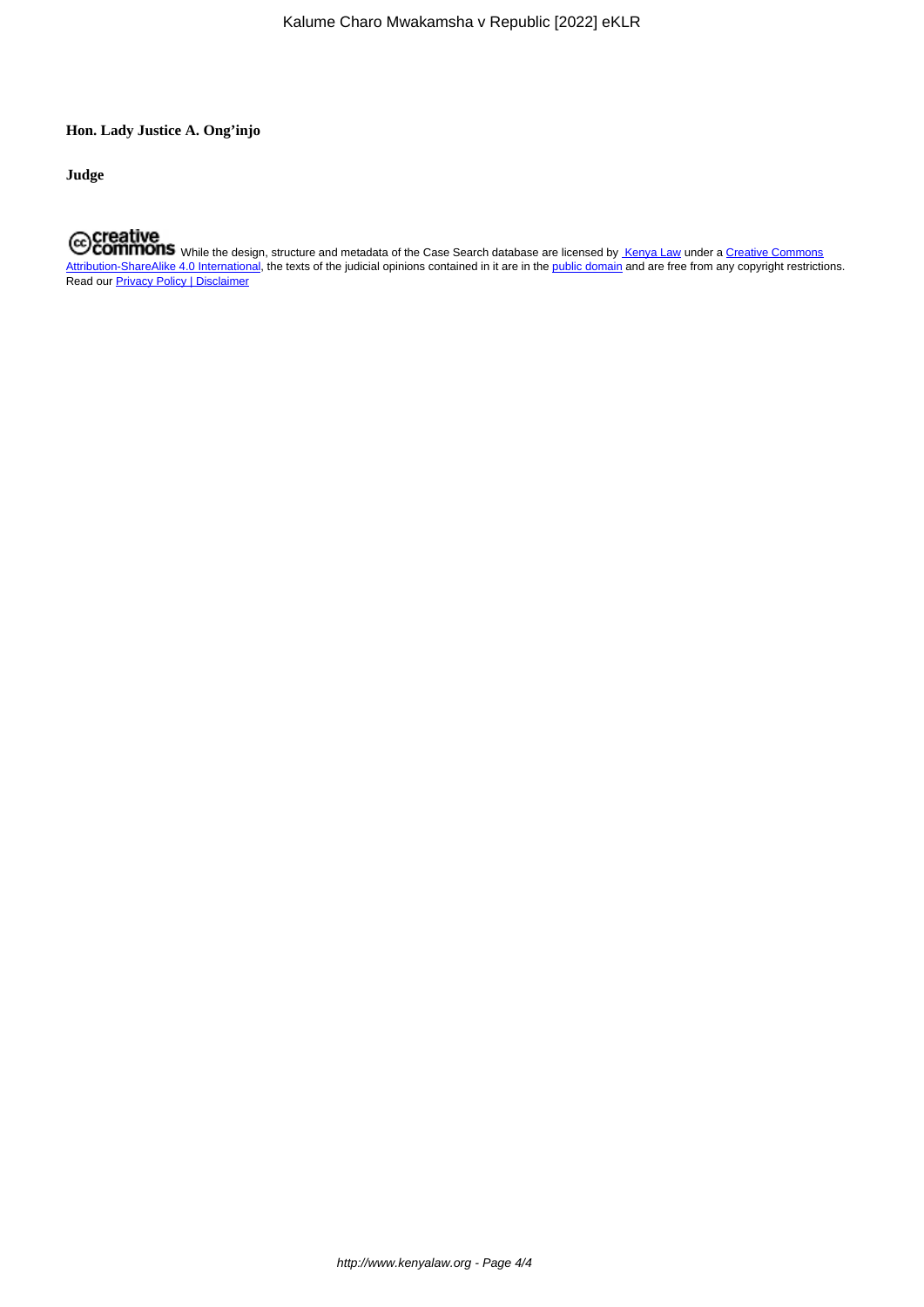**Hon. Lady Justice A. Ong'injo**

**Judge**

While the design, structure and metadata of the Case Search database are licensed by Kenya Law under a Creative Commons Attribution-ShareAlike 4.0 International, the texts of the judicial opinions contained in it are in the public domain and are free from any copyright restrictions. Read our Privacy Policy | Disclaimer